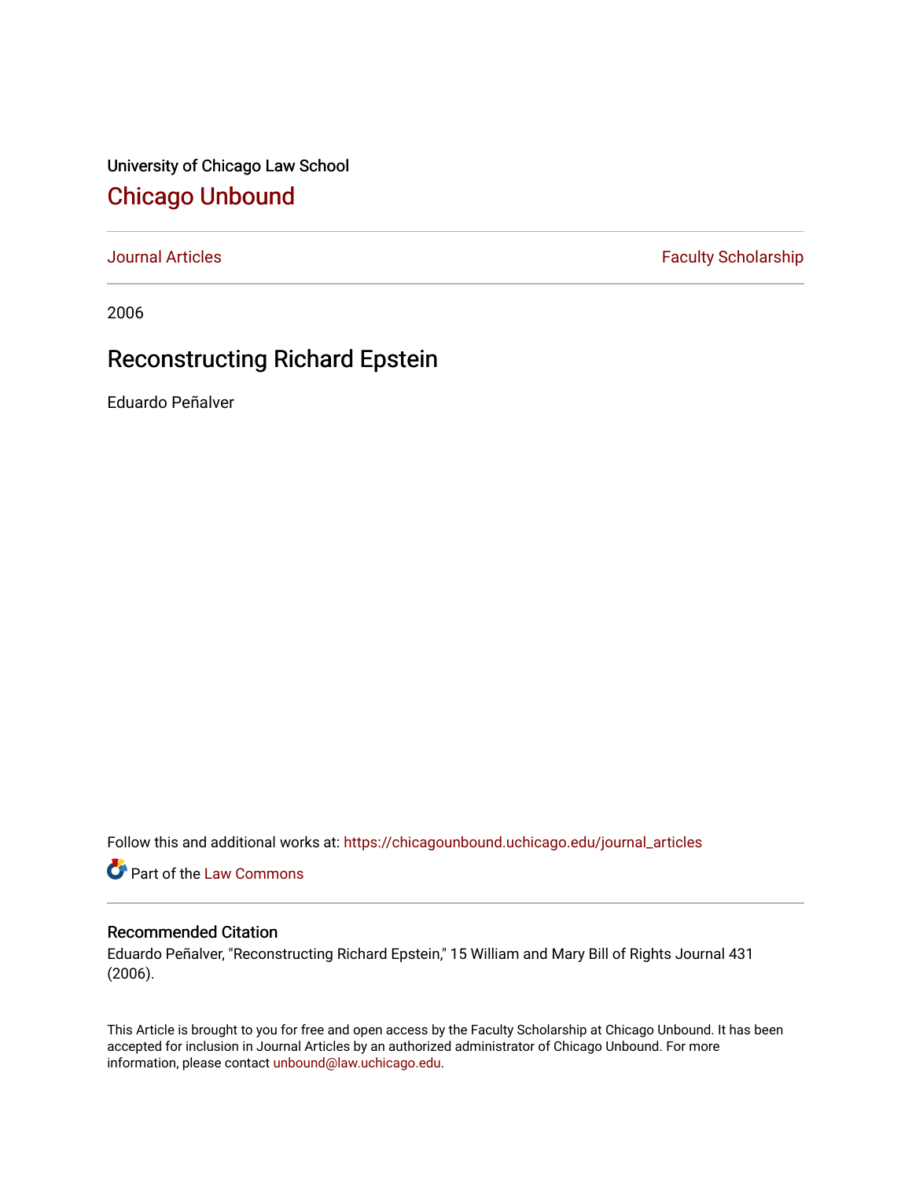University of Chicago Law School

# Chicago Unbound

Journal Articles | Faculty Scholarship

2006

## Reconstructing Richard Epstein

Eduardo Peñalver

Follow this and additional works at: https://chicagounbound.uchicago.edu/journal_articles

Part of the Law Commons

### Recommended Citation

Eduardo Peñalver, "Reconstructing Richard Epstein," 15 William and Mary Bill of Rights Journal 431 (2006).

This Article is brought to you for free and open access by the Faculty Scholarship at Chicago Unbound. It has been accepted for inclusion in Journal Articles by an authorized administrator of Chicago Unbound. For more information, please contact unbound@law.uchicago.edu.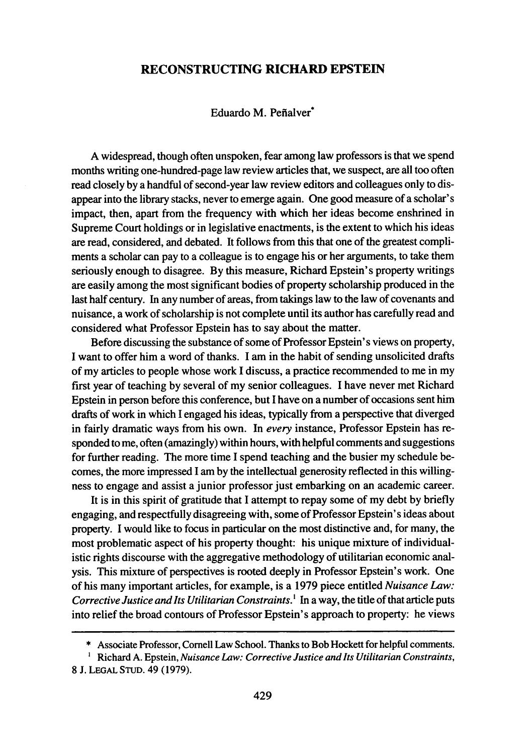# RECONSTRUCTING RICHARD EPSTEIN

Eduardo M. Peñalver*

A widespread, though often unspoken, fear among law professors is that we spend months writing one-hundred-page law review articles that, we suspect, are all too often read closely by a handful of second-year law review editors and colleagues only to disappear into the library stacks, never to emerge again. One good measure of a scholar's impact, then, apart from the frequency with which her ideas become enshrined in Supreme Court holdings or in legislative enactments, is the extent to which his ideas are read, considered, and debated. It follows from this that one of the greatest compliments a scholar can pay to a colleague is to engage his or her arguments, to take them seriously enough to disagree. By this measure, Richard Epstein's property writings are easily among the most significant bodies of property scholarship produced in the last half century. In any number of areas, from takings law to the law of covenants and nuisance, a work of scholarship is not complete until its author has carefully read and considered what Professor Epstein has to say about the matter.

Before discussing the substance of some of Professor Epstein's views on property, I want to offer him a word of thanks. I am in the habit of sending unsolicited drafts of my articles to people whose work I discuss, a practice recommended to me in my first year of teaching by several of my senior colleagues. I have never met Richard Epstein in person before this conference, but I have on a number of occasions sent him drafts of work in which I engaged his ideas, typically from a perspective that diverged in fairly dramatic ways from his own. In *every* instance, Professor Epstein has responded to me, often (amazingly) within hours, with helpful comments and suggestions for further reading. The more time I spend teaching and the busier my schedule becomes, the more impressed I am by the intellectual generosity reflected in this willingness to engage and assist a junior professor just embarking on an academic career.

It is in this spirit of gratitude that I attempt to repay some of my debt by briefly engaging, and respectfully disagreeing with, some of Professor Epstein's ideas about property. I would like to focus in particular on the most distinctive and, for many, the most problematic aspect of his property thought: his unique mixture of individualistic rights discourse with the aggregative methodology of utilitarian economic analysis. This mixture of perspectives is rooted deeply in Professor Epstein's work. One of his many important articles, for example, is a 1979 piece entitled *Nuisance Law: Corrective Justice and Its Utilitarian Constraints*.[1] In a way, the title of that article puts into relief the broad contours of Professor Epstein's approach to property: he views

---

\* Associate Professor, Cornell Law School. Thanks to Bob Hockett for helpful comments.

[1] Richard A. Epstein, *Nuisance Law: Corrective Justice and Its Utilitarian Constraints*, 8 J. LEGAL STUD. 49 (1979).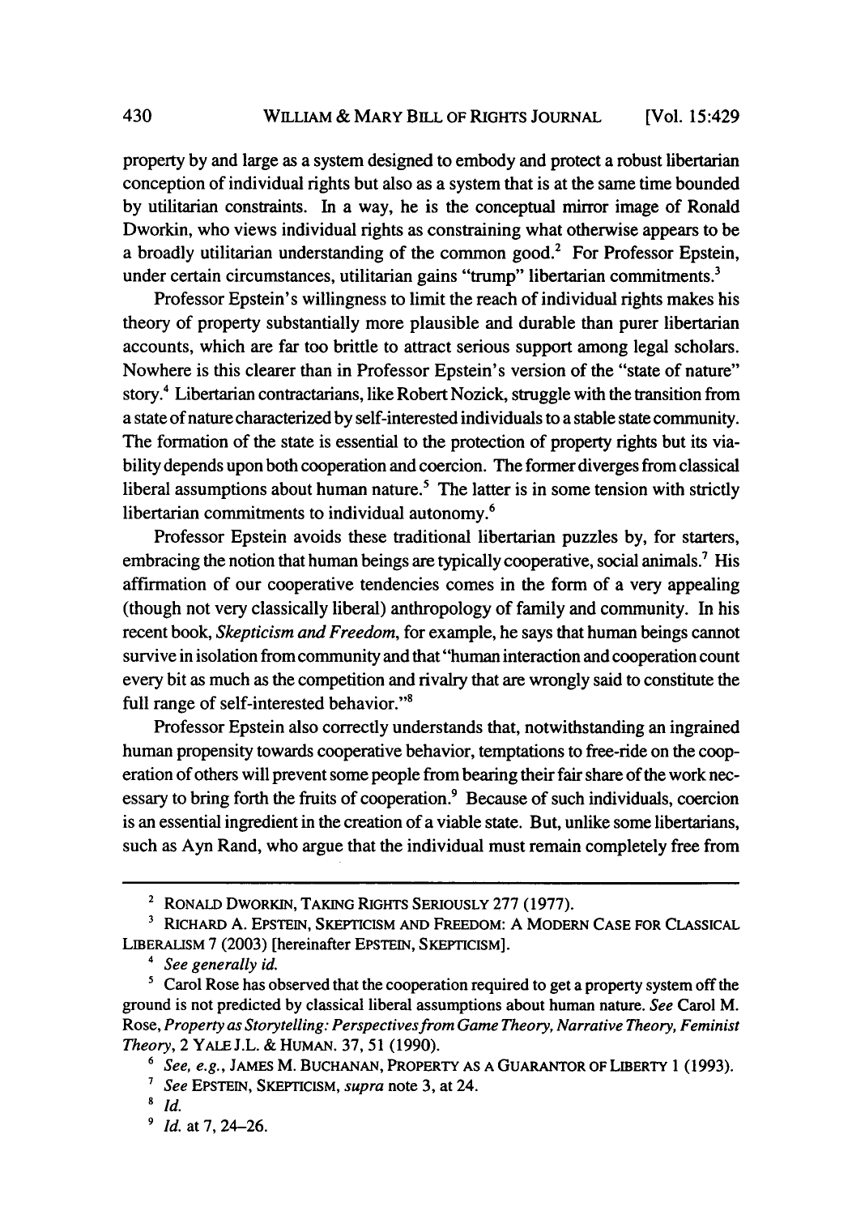property by and large as a system designed to embody and protect a robust libertarian conception of individual rights but also as a system that is at the same time bounded by utilitarian constraints. In a way, he is the conceptual mirror image of Ronald Dworkin, who views individual rights as constraining what otherwise appears to be a broadly utilitarian understanding of the common good.[2] For Professor Epstein, under certain circumstances, utilitarian gains "trump" libertarian commitments.[3]

Professor Epstein's willingness to limit the reach of individual rights makes his theory of property substantially more plausible and durable than purer libertarian accounts, which are far too brittle to attract serious support among legal scholars. Nowhere is this clearer than in Professor Epstein's version of the "state of nature" story.[4] Libertarian contractarians, like Robert Nozick, struggle with the transition from a state of nature characterized by self-interested individuals to a stable state community. The formation of the state is essential to the protection of property rights but its viability depends upon both cooperation and coercion. The former diverges from classical liberal assumptions about human nature.[5] The latter is in some tension with strictly libertarian commitments to individual autonomy.[6]

Professor Epstein avoids these traditional libertarian puzzles by, for starters, embracing the notion that human beings are typically cooperative, social animals.[7] His affirmation of our cooperative tendencies comes in the form of a very appealing (though not very classically liberal) anthropology of family and community. In his recent book, *Skepticism and Freedom*, for example, he says that human beings cannot survive in isolation from community and that "human interaction and cooperation count every bit as much as the competition and rivalry that are wrongly said to constitute the full range of self-interested behavior."[8]

Professor Epstein also correctly understands that, notwithstanding an ingrained human propensity towards cooperative behavior, temptations to free-ride on the cooperation of others will prevent some people from bearing their fair share of the work necessary to bring forth the fruits of cooperation.[9] Because of such individuals, coercion is an essential ingredient in the creation of a viable state. But, unlike some libertarians, such as Ayn Rand, who argue that the individual must remain completely free from

---

[2] RONALD DWORKIN, TAKING RIGHTS SERIOUSLY 277 (1977).

[3] RICHARD A. EPSTEIN, SKEPTICISM AND FREEDOM: A MODERN CASE FOR CLASSICAL LIBERALISM 7 (2003) [hereinafter EPSTEIN, SKEPTICISM].

[4] *See generally id.*

[5] Carol Rose has observed that the cooperation required to get a property system off the ground is not predicted by classical liberal assumptions about human nature. *See* Carol M. Rose, *Property as Storytelling: Perspectives from Game Theory, Narrative Theory, Feminist Theory*, 2 YALE J.L. & HUMAN. 37, 51 (1990).

[6] *See, e.g.*, JAMES M. BUCHANAN, PROPERTY AS A GUARANTOR OF LIBERTY 1 (1993).

[7] *See* EPSTEIN, SKEPTICISM, *supra* note 3, at 24.

[8] *Id.*

[9] *Id.* at 7, 24–26.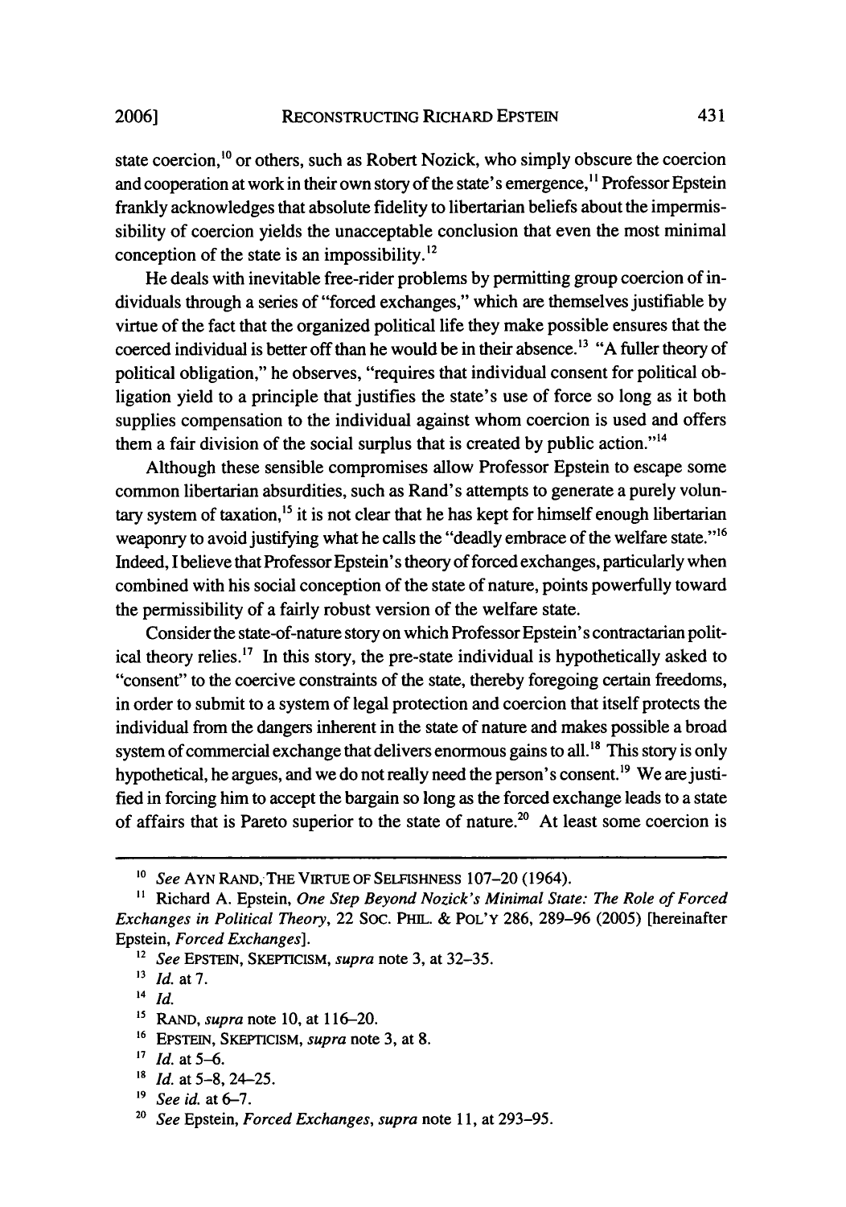state coercion,[10] or others, such as Robert Nozick, who simply obscure the coercion and cooperation at work in their own story of the state's emergence,[11] Professor Epstein frankly acknowledges that absolute fidelity to libertarian beliefs about the impermissibility of coercion yields the unacceptable conclusion that even the most minimal conception of the state is an impossibility.[12]

He deals with inevitable free-rider problems by permitting group coercion of individuals through a series of "forced exchanges," which are themselves justifiable by virtue of the fact that the organized political life they make possible ensures that the coerced individual is better off than he would be in their absence.[13] "A fuller theory of political obligation," he observes, "requires that individual consent for political obligation yield to a principle that justifies the state's use of force so long as it both supplies compensation to the individual against whom coercion is used and offers them a fair division of the social surplus that is created by public action."[14]

Although these sensible compromises allow Professor Epstein to escape some common libertarian absurdities, such as Rand's attempts to generate a purely voluntary system of taxation,[15] it is not clear that he has kept for himself enough libertarian weaponry to avoid justifying what he calls the "deadly embrace of the welfare state."[16] Indeed, I believe that Professor Epstein's theory of forced exchanges, particularly when combined with his social conception of the state of nature, points powerfully toward the permissibility of a fairly robust version of the welfare state.

Consider the state-of-nature story on which Professor Epstein's contractarian political theory relies.[17] In this story, the pre-state individual is hypothetically asked to "consent" to the coercive constraints of the state, thereby foregoing certain freedoms, in order to submit to a system of legal protection and coercion that itself protects the individual from the dangers inherent in the state of nature and makes possible a broad system of commercial exchange that delivers enormous gains to all.[18] This story is only hypothetical, he argues, and we do not really need the person's consent.[19] We are justified in forcing him to accept the bargain so long as the forced exchange leads to a state of affairs that is Pareto superior to the state of nature.[20] At least some coercion is

---

[10] *See* AYN RAND, THE VIRTUE OF SELFISHNESS 107–20 (1964).

[11] Richard A. Epstein, *One Step Beyond Nozick's Minimal State: The Role of Forced Exchanges in Political Theory*, 22 SOC. PHIL. & POL'Y 286, 289–96 (2005) [hereinafter Epstein, *Forced Exchanges*].

[12] *See* EPSTEIN, SKEPTICISM, *supra* note 3, at 32–35.

[13] *Id.* at 7.

[14] *Id.*

[15] RAND, *supra* note 10, at 116–20.

[16] EPSTEIN, SKEPTICISM, *supra* note 3, at 8.

[17] *Id.* at 5–6.

[18] *Id.* at 5–8, 24–25.

[19] *See id.* at 6–7.

[20] *See* Epstein, *Forced Exchanges*, *supra* note 11, at 293–95.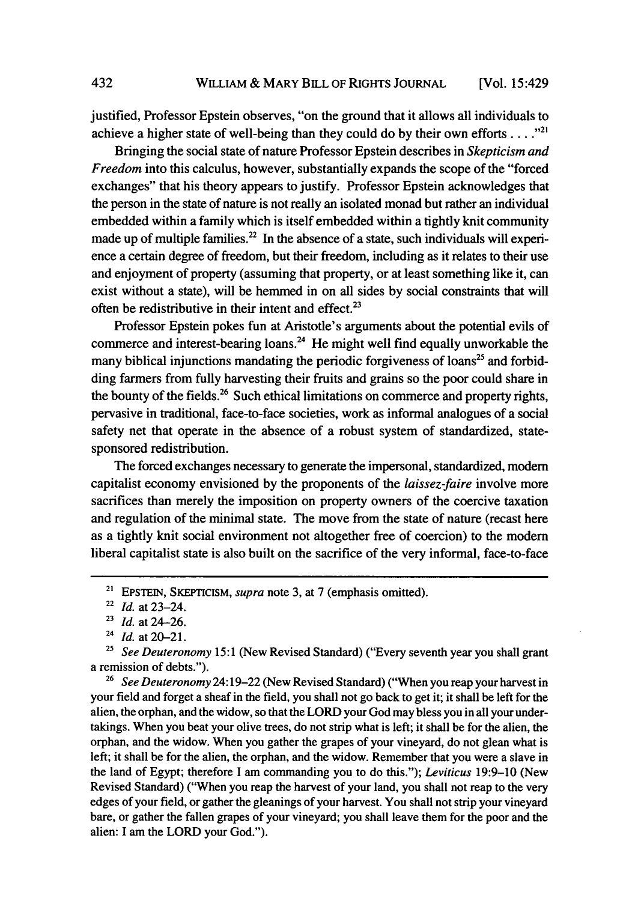justified, Professor Epstein observes, "on the ground that it allows all individuals to achieve a higher state of well-being than they could do by their own efforts . . . ."[21]

Bringing the social state of nature Professor Epstein describes in *Skepticism and Freedom* into this calculus, however, substantially expands the scope of the "forced exchanges" that his theory appears to justify. Professor Epstein acknowledges that the person in the state of nature is not really an isolated monad but rather an individual embedded within a family which is itself embedded within a tightly knit community made up of multiple families.[22] In the absence of a state, such individuals will experience a certain degree of freedom, but their freedom, including as it relates to their use and enjoyment of property (assuming that property, or at least something like it, can exist without a state), will be hemmed in on all sides by social constraints that will often be redistributive in their intent and effect.[23]

Professor Epstein pokes fun at Aristotle's arguments about the potential evils of commerce and interest-bearing loans.[24] He might well find equally unworkable the many biblical injunctions mandating the periodic forgiveness of loans[25] and forbidding farmers from fully harvesting their fruits and grains so the poor could share in the bounty of the fields.[26] Such ethical limitations on commerce and property rights, pervasive in traditional, face-to-face societies, work as informal analogues of a social safety net that operate in the absence of a robust system of standardized, state-sponsored redistribution.

The forced exchanges necessary to generate the impersonal, standardized, modern capitalist economy envisioned by the proponents of the *laissez-faire* involve more sacrifices than merely the imposition on property owners of the coercive taxation and regulation of the minimal state. The move from the state of nature (recast here as a tightly knit social environment not altogether free of coercion) to the modern liberal capitalist state is also built on the sacrifice of the very informal, face-to-face

---

[21] EPSTEIN, SKEPTICISM, *supra* note 3, at 7 (emphasis omitted).

[22] *Id.* at 23–24.

[23] *Id.* at 24–26.

[24] *Id.* at 20–21.

[25] *See Deuteronomy* 15:1 (New Revised Standard) ("Every seventh year you shall grant a remission of debts.").

[26] *See Deuteronomy* 24:19–22 (New Revised Standard) ("When you reap your harvest in your field and forget a sheaf in the field, you shall not go back to get it; it shall be left for the alien, the orphan, and the widow, so that the LORD your God may bless you in all your undertakings. When you beat your olive trees, do not strip what is left; it shall be for the alien, the orphan, and the widow. When you gather the grapes of your vineyard, do not glean what is left; it shall be for the alien, the orphan, and the widow. Remember that you were a slave in the land of Egypt; therefore I am commanding you to do this."); *Leviticus* 19:9–10 (New Revised Standard) ("When you reap the harvest of your land, you shall not reap to the very edges of your field, or gather the gleanings of your harvest. You shall not strip your vineyard bare, or gather the fallen grapes of your vineyard; you shall leave them for the poor and the alien: I am the LORD your God.").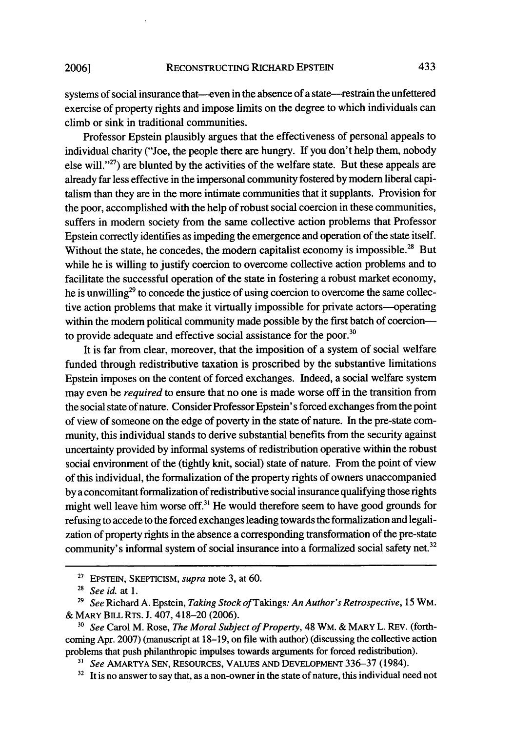systems of social insurance that—even in the absence of a state—restrain the unfettered exercise of property rights and impose limits on the degree to which individuals can climb or sink in traditional communities.

Professor Epstein plausibly argues that the effectiveness of personal appeals to individual charity ("Joe, the people there are hungry. If you don't help them, nobody else will."[27]) are blunted by the activities of the welfare state. But these appeals are already far less effective in the impersonal community fostered by modern liberal capitalism than they are in the more intimate communities that it supplants. Provision for the poor, accomplished with the help of robust social coercion in these communities, suffers in modern society from the same collective action problems that Professor Epstein correctly identifies as impeding the emergence and operation of the state itself. Without the state, he concedes, the modern capitalist economy is impossible.[28] But while he is willing to justify coercion to overcome collective action problems and to facilitate the successful operation of the state in fostering a robust market economy, he is unwilling[29] to concede the justice of using coercion to overcome the same collective action problems that make it virtually impossible for private actors—operating within the modern political community made possible by the first batch of coercion—to provide adequate and effective social assistance for the poor.[30]

It is far from clear, moreover, that the imposition of a system of social welfare funded through redistributive taxation is proscribed by the substantive limitations Epstein imposes on the content of forced exchanges. Indeed, a social welfare system may even be *required* to ensure that no one is made worse off in the transition from the social state of nature. Consider Professor Epstein's forced exchanges from the point of view of someone on the edge of poverty in the state of nature. In the pre-state community, this individual stands to derive substantial benefits from the security against uncertainty provided by informal systems of redistribution operative within the robust social environment of the (tightly knit, social) state of nature. From the point of view of this individual, the formalization of the property rights of owners unaccompanied by a concomitant formalization of redistributive social insurance qualifying those rights might well leave him worse off.[31] He would therefore seem to have good grounds for refusing to accede to the forced exchanges leading towards the formalization and legalization of property rights in the absence a corresponding transformation of the pre-state community's informal system of social insurance into a formalized social safety net.[32]

---

[27] EPSTEIN, SKEPTICISM, *supra* note 3, at 60.

[28] *See id.* at 1.

[29] *See* Richard A. Epstein, *Taking Stock of* Takings*: An Author's Retrospective*, 15 WM. & MARY BILL RTS. J. 407, 418–20 (2006).

[30] *See* Carol M. Rose, *The Moral Subject of Property*, 48 WM. & MARY L. REV. (forthcoming Apr. 2007) (manuscript at 18–19, on file with author) (discussing the collective action problems that push philanthropic impulses towards arguments for forced redistribution).

[31] *See* AMARTYA SEN, RESOURCES, VALUES AND DEVELOPMENT 336–37 (1984).

[32] It is no answer to say that, as a non-owner in the state of nature, this individual need not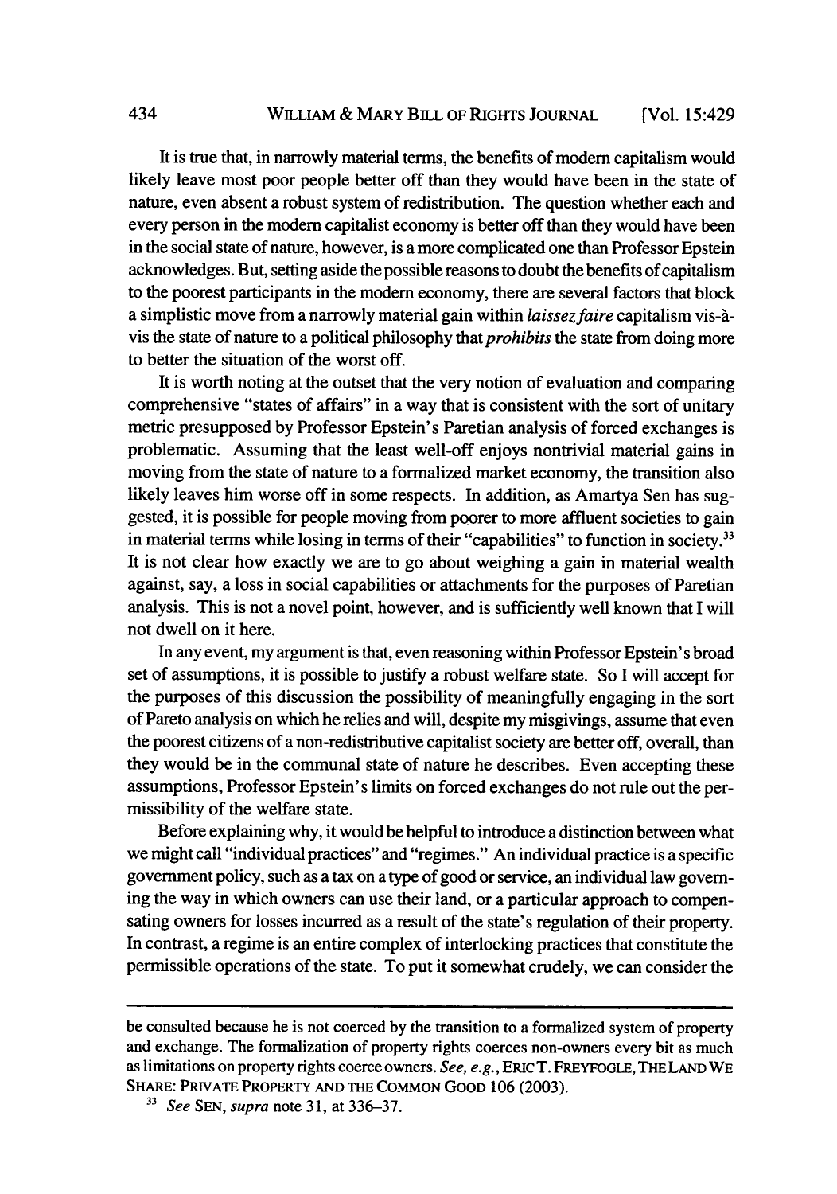It is true that, in narrowly material terms, the benefits of modern capitalism would likely leave most poor people better off than they would have been in the state of nature, even absent a robust system of redistribution. The question whether each and every person in the modern capitalist economy is better off than they would have been in the social state of nature, however, is a more complicated one than Professor Epstein acknowledges. But, setting aside the possible reasons to doubt the benefits of capitalism to the poorest participants in the modern economy, there are several factors that block a simplistic move from a narrowly material gain within *laissez faire* capitalism vis-à-vis the state of nature to a political philosophy that *prohibits* the state from doing more to better the situation of the worst off.

It is worth noting at the outset that the very notion of evaluation and comparing comprehensive "states of affairs" in a way that is consistent with the sort of unitary metric presupposed by Professor Epstein's Paretian analysis of forced exchanges is problematic. Assuming that the least well-off enjoys nontrivial material gains in moving from the state of nature to a formalized market economy, the transition also likely leaves him worse off in some respects. In addition, as Amartya Sen has suggested, it is possible for people moving from poorer to more affluent societies to gain in material terms while losing in terms of their "capabilities" to function in society.[33] It is not clear how exactly we are to go about weighing a gain in material wealth against, say, a loss in social capabilities or attachments for the purposes of Paretian analysis. This is not a novel point, however, and is sufficiently well known that I will not dwell on it here.

In any event, my argument is that, even reasoning within Professor Epstein's broad set of assumptions, it is possible to justify a robust welfare state. So I will accept for the purposes of this discussion the possibility of meaningfully engaging in the sort of Pareto analysis on which he relies and will, despite my misgivings, assume that even the poorest citizens of a non-redistributive capitalist society are better off, overall, than they would be in the communal state of nature he describes. Even accepting these assumptions, Professor Epstein's limits on forced exchanges do not rule out the permissibility of the welfare state.

Before explaining why, it would be helpful to introduce a distinction between what we might call "individual practices" and "regimes." An individual practice is a specific government policy, such as a tax on a type of good or service, an individual law governing the way in which owners can use their land, or a particular approach to compensating owners for losses incurred as a result of the state's regulation of their property. In contrast, a regime is an entire complex of interlocking practices that constitute the permissible operations of the state. To put it somewhat crudely, we can consider the

---

be consulted because he is not coerced by the transition to a formalized system of property and exchange. The formalization of property rights coerces non-owners every bit as much as limitations on property rights coerce owners. *See, e.g.*, ERIC T. FREYFOGLE, THE LAND WE SHARE: PRIVATE PROPERTY AND THE COMMON GOOD 106 (2003).

[33] *See* SEN, *supra* note 31, at 336–37.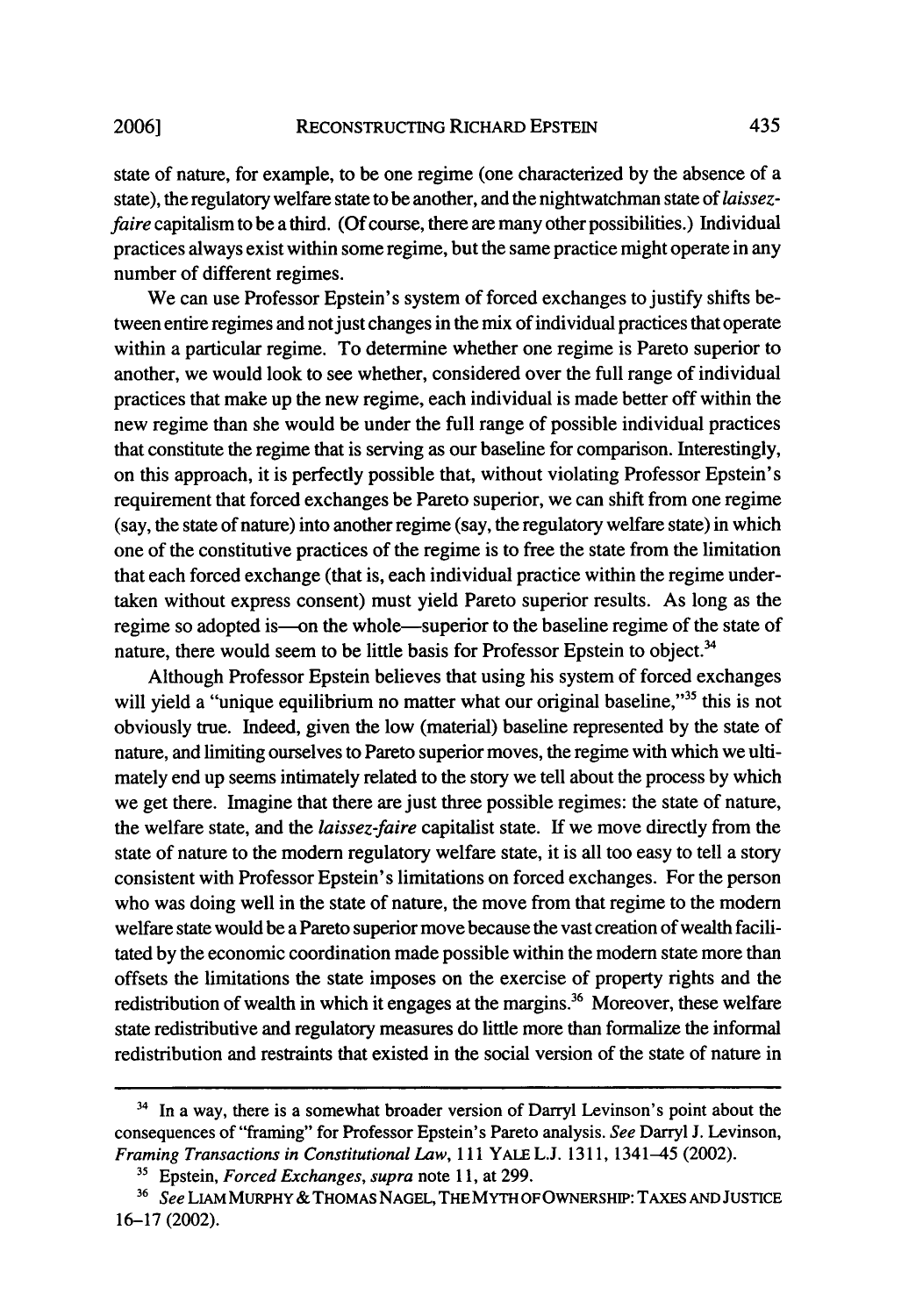state of nature, for example, to be one regime (one characterized by the absence of a state), the regulatory welfare state to be another, and the nightwatchman state of *laissez-faire* capitalism to be a third. (Of course, there are many other possibilities.) Individual practices always exist within some regime, but the same practice might operate in any number of different regimes.

We can use Professor Epstein's system of forced exchanges to justify shifts between entire regimes and not just changes in the mix of individual practices that operate within a particular regime. To determine whether one regime is Pareto superior to another, we would look to see whether, considered over the full range of individual practices that make up the new regime, each individual is made better off within the new regime than she would be under the full range of possible individual practices that constitute the regime that is serving as our baseline for comparison. Interestingly, on this approach, it is perfectly possible that, without violating Professor Epstein's requirement that forced exchanges be Pareto superior, we can shift from one regime (say, the state of nature) into another regime (say, the regulatory welfare state) in which one of the constitutive practices of the regime is to free the state from the limitation that each forced exchange (that is, each individual practice within the regime undertaken without express consent) must yield Pareto superior results. As long as the regime so adopted is—on the whole—superior to the baseline regime of the state of nature, there would seem to be little basis for Professor Epstein to object.[34]

Although Professor Epstein believes that using his system of forced exchanges will yield a "unique equilibrium no matter what our original baseline,"[35] this is not obviously true. Indeed, given the low (material) baseline represented by the state of nature, and limiting ourselves to Pareto superior moves, the regime with which we ultimately end up seems intimately related to the story we tell about the process by which we get there. Imagine that there are just three possible regimes: the state of nature, the welfare state, and the *laissez-faire* capitalist state. If we move directly from the state of nature to the modern regulatory welfare state, it is all too easy to tell a story consistent with Professor Epstein's limitations on forced exchanges. For the person who was doing well in the state of nature, the move from that regime to the modern welfare state would be a Pareto superior move because the vast creation of wealth facilitated by the economic coordination made possible within the modern state more than offsets the limitations the state imposes on the exercise of property rights and the redistribution of wealth in which it engages at the margins.[36] Moreover, these welfare state redistributive and regulatory measures do little more than formalize the informal redistribution and restraints that existed in the social version of the state of nature in

---

[34] In a way, there is a somewhat broader version of Darryl Levinson's point about the consequences of "framing" for Professor Epstein's Pareto analysis. *See* Darryl J. Levinson, *Framing Transactions in Constitutional Law*, 111 YALE L.J. 1311, 1341–45 (2002).

[35] Epstein, *Forced Exchanges*, *supra* note 11, at 299.

[36] *See* LIAM MURPHY & THOMAS NAGEL, THE MYTH OF OWNERSHIP: TAXES AND JUSTICE 16–17 (2002).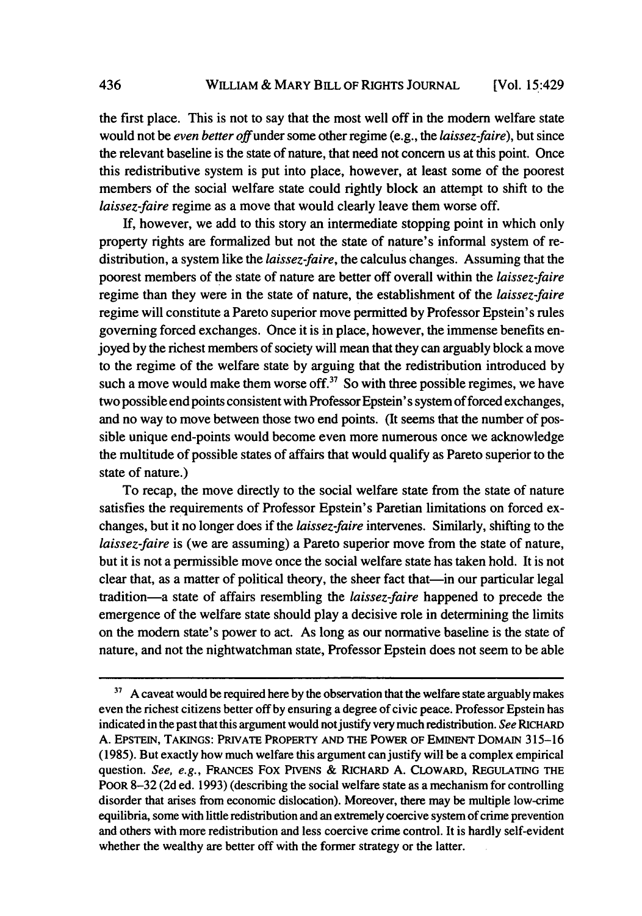the first place. This is not to say that the most well off in the modern welfare state would not be *even better off* under some other regime (e.g., the *laissez-faire*), but since the relevant baseline is the state of nature, that need not concern us at this point. Once this redistributive system is put into place, however, at least some of the poorest members of the social welfare state could rightly block an attempt to shift to the *laissez-faire* regime as a move that would clearly leave them worse off.

If, however, we add to this story an intermediate stopping point in which only property rights are formalized but not the state of nature's informal system of redistribution, a system like the *laissez-faire*, the calculus changes. Assuming that the poorest members of the state of nature are better off overall within the *laissez-faire* regime than they were in the state of nature, the establishment of the *laissez-faire* regime will constitute a Pareto superior move permitted by Professor Epstein's rules governing forced exchanges. Once it is in place, however, the immense benefits enjoyed by the richest members of society will mean that they can arguably block a move to the regime of the welfare state by arguing that the redistribution introduced by such a move would make them worse off.[37] So with three possible regimes, we have two possible end points consistent with Professor Epstein's system of forced exchanges, and no way to move between those two end points. (It seems that the number of possible unique end-points would become even more numerous once we acknowledge the multitude of possible states of affairs that would qualify as Pareto superior to the state of nature.)

To recap, the move directly to the social welfare state from the state of nature satisfies the requirements of Professor Epstein's Paretian limitations on forced exchanges, but it no longer does if the *laissez-faire* intervenes. Similarly, shifting to the *laissez-faire* is (we are assuming) a Pareto superior move from the state of nature, but it is not a permissible move once the social welfare state has taken hold. It is not clear that, as a matter of political theory, the sheer fact that—in our particular legal tradition—a state of affairs resembling the *laissez-faire* happened to precede the emergence of the welfare state should play a decisive role in determining the limits on the modern state's power to act. As long as our normative baseline is the state of nature, and not the nightwatchman state, Professor Epstein does not seem to be able

---

[37] A caveat would be required here by the observation that the welfare state arguably makes even the richest citizens better off by ensuring a degree of civic peace. Professor Epstein has indicated in the past that this argument would not justify very much redistribution. *See* RICHARD A. EPSTEIN, TAKINGS: PRIVATE PROPERTY AND THE POWER OF EMINENT DOMAIN 315–16 (1985). But exactly how much welfare this argument can justify will be a complex empirical question. *See, e.g.*, FRANCES FOX PIVENS & RICHARD A. CLOWARD, REGULATING THE POOR 8–32 (2d ed. 1993) (describing the social welfare state as a mechanism for controlling disorder that arises from economic dislocation). Moreover, there may be multiple low-crime equilibria, some with little redistribution and an extremely coercive system of crime prevention and others with more redistribution and less coercive crime control. It is hardly self-evident whether the wealthy are better off with the former strategy or the latter.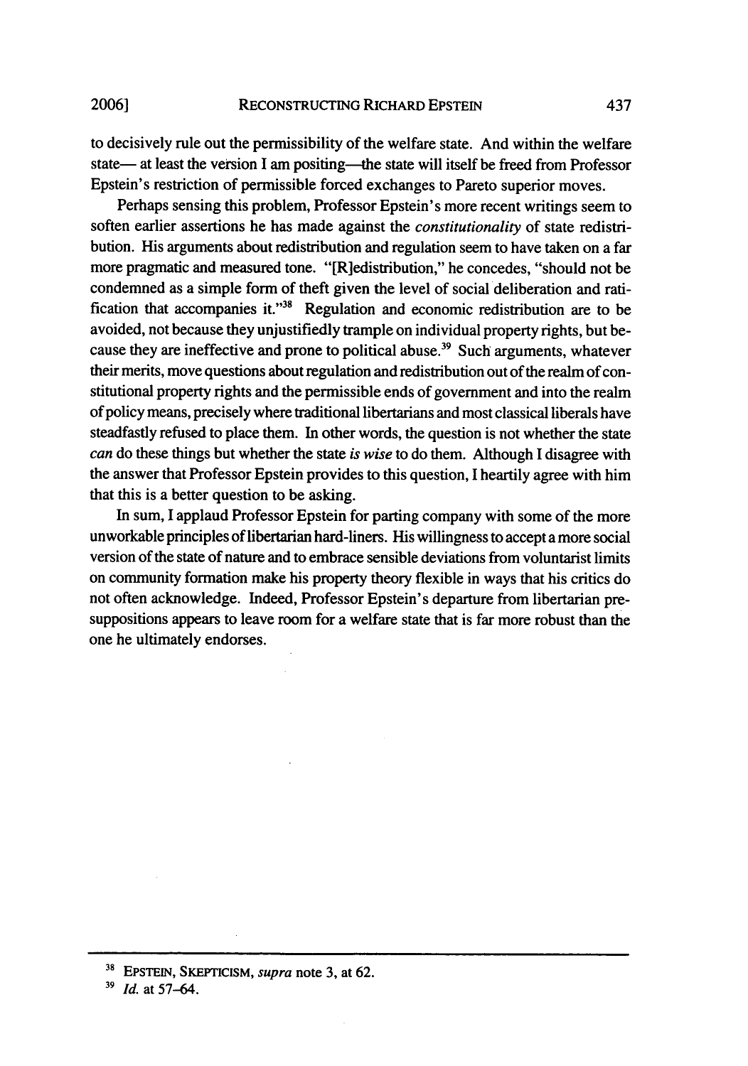to decisively rule out the permissibility of the welfare state. And within the welfare state— at least the version I am positing—the state will itself be freed from Professor Epstein's restriction of permissible forced exchanges to Pareto superior moves.

Perhaps sensing this problem, Professor Epstein's more recent writings seem to soften earlier assertions he has made against the *constitutionality* of state redistribution. His arguments about redistribution and regulation seem to have taken on a far more pragmatic and measured tone. "[R]edistribution," he concedes, "should not be condemned as a simple form of theft given the level of social deliberation and ratification that accompanies it."[38] Regulation and economic redistribution are to be avoided, not because they unjustifiedly trample on individual property rights, but because they are ineffective and prone to political abuse.[39] Such arguments, whatever their merits, move questions about regulation and redistribution out of the realm of constitutional property rights and the permissible ends of government and into the realm of policy means, precisely where traditional libertarians and most classical liberals have steadfastly refused to place them. In other words, the question is not whether the state *can* do these things but whether the state *is wise* to do them. Although I disagree with the answer that Professor Epstein provides to this question, I heartily agree with him that this is a better question to be asking.

In sum, I applaud Professor Epstein for parting company with some of the more unworkable principles of libertarian hard-liners. His willingness to accept a more social version of the state of nature and to embrace sensible deviations from voluntarist limits on community formation make his property theory flexible in ways that his critics do not often acknowledge. Indeed, Professor Epstein's departure from libertarian presuppositions appears to leave room for a welfare state that is far more robust than the one he ultimately endorses.

---

[38] EPSTEIN, SKEPTICISM, *supra* note 3, at 62.

[39] *Id.* at 57–64.